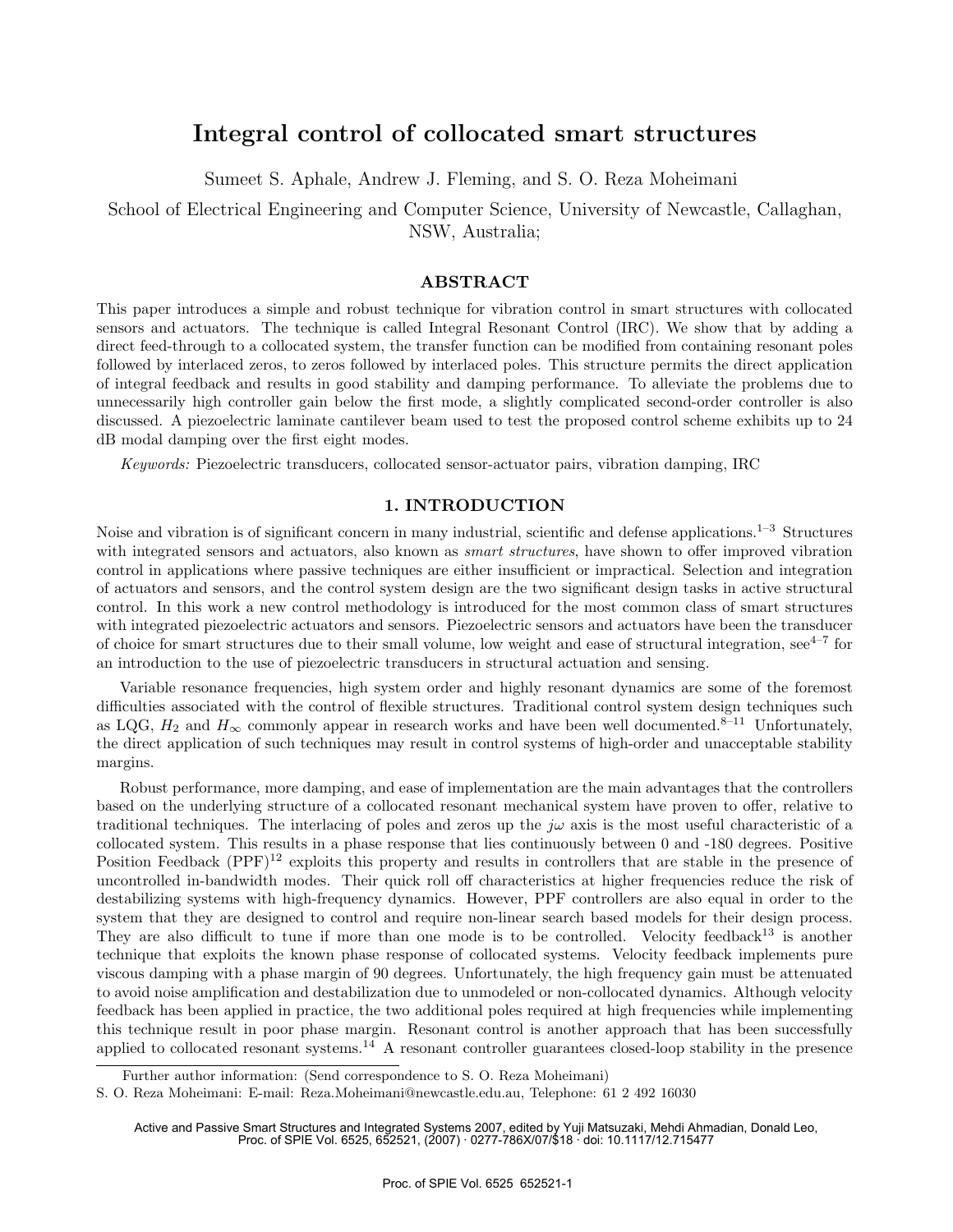# Integral control of collocated smart structures

Sumeet S. Aphale, Andrew J. Fleming, and S. O. Reza Moheimani

School of Electrical Engineering and Computer Science, University of Newcastle, Callaghan, NSW, Australia;

## ABSTRACT

This paper introduces a simple and robust technique for vibration control in smart structures with collocated sensors and actuators. The technique is called Integral Resonant Control (IRC). We show that by adding a direct feed-through to a collocated system, the transfer function can be modified from containing resonant poles followed by interlaced zeros, to zeros followed by interlaced poles. This structure permits the direct application of integral feedback and results in good stability and damping performance. To alleviate the problems due to unnecessarily high controller gain below the first mode, a slightly complicated second-order controller is also discussed. A piezoelectric laminate cantilever beam used to test the proposed control scheme exhibits up to 24 dB modal damping over the first eight modes.

*Keywords:* Piezoelectric transducers, collocated sensor-actuator pairs, vibration damping, IRC

## 1. INTRODUCTION

Noise and vibration is of significant concern in many industrial, scientific and defense applications.[1–3] Structures with integrated sensors and actuators, also known as *smart structures*, have shown to offer improved vibration control in applications where passive techniques are either insufficient or impractical. Selection and integration of actuators and sensors, and the control system design are the two significant design tasks in active structural control. In this work a new control methodology is introduced for the most common class of smart structures with integrated piezoelectric actuators and sensors. Piezoelectric sensors and actuators have been the transducer of choice for smart structures due to their small volume, low weight and ease of structural integration, see[4–7] for an introduction to the use of piezoelectric transducers in structural actuation and sensing.

Variable resonance frequencies, high system order and highly resonant dynamics are some of the foremost difficulties associated with the control of flexible structures. Traditional control system design techniques such as LQG, $H_2$ and $H_\infty$ commonly appear in research works and have been well documented.[8–11] Unfortunately, the direct application of such techniques may result in control systems of high-order and unacceptable stability margins.

Robust performance, more damping, and ease of implementation are the main advantages that the controllers based on the underlying structure of a collocated resonant mechanical system have proven to offer, relative to traditional techniques. The interlacing of poles and zeros up the $j\omega$ axis is the most useful characteristic of a collocated system. This results in a phase response that lies continuously between 0 and -180 degrees. Positive Position Feedback (PPF)[12] exploits this property and results in controllers that are stable in the presence of uncontrolled in-bandwidth modes. Their quick roll off characteristics at higher frequencies reduce the risk of destabilizing systems with high-frequency dynamics. However, PPF controllers are also equal in order to the system that they are designed to control and require non-linear search based models for their design process. They are also difficult to tune if more than one mode is to be controlled. Velocity feedback[13] is another technique that exploits the known phase response of collocated systems. Velocity feedback implements pure viscous damping with a phase margin of 90 degrees. Unfortunately, the high frequency gain must be attenuated to avoid noise amplification and destabilization due to unmodeled or non-collocated dynamics. Although velocity feedback has been applied in practice, the two additional poles required at high frequencies while implementing this technique result in poor phase margin. Resonant control is another approach that has been successfully applied to collocated resonant systems.[14] A resonant controller guarantees closed-loop stability in the presence

Further author information: (Send correspondence to S. O. Reza Moheimani)

S. O. Reza Moheimani: E-mail: Reza.Moheimani@newcastle.edu.au, Telephone: 61 2 492 16030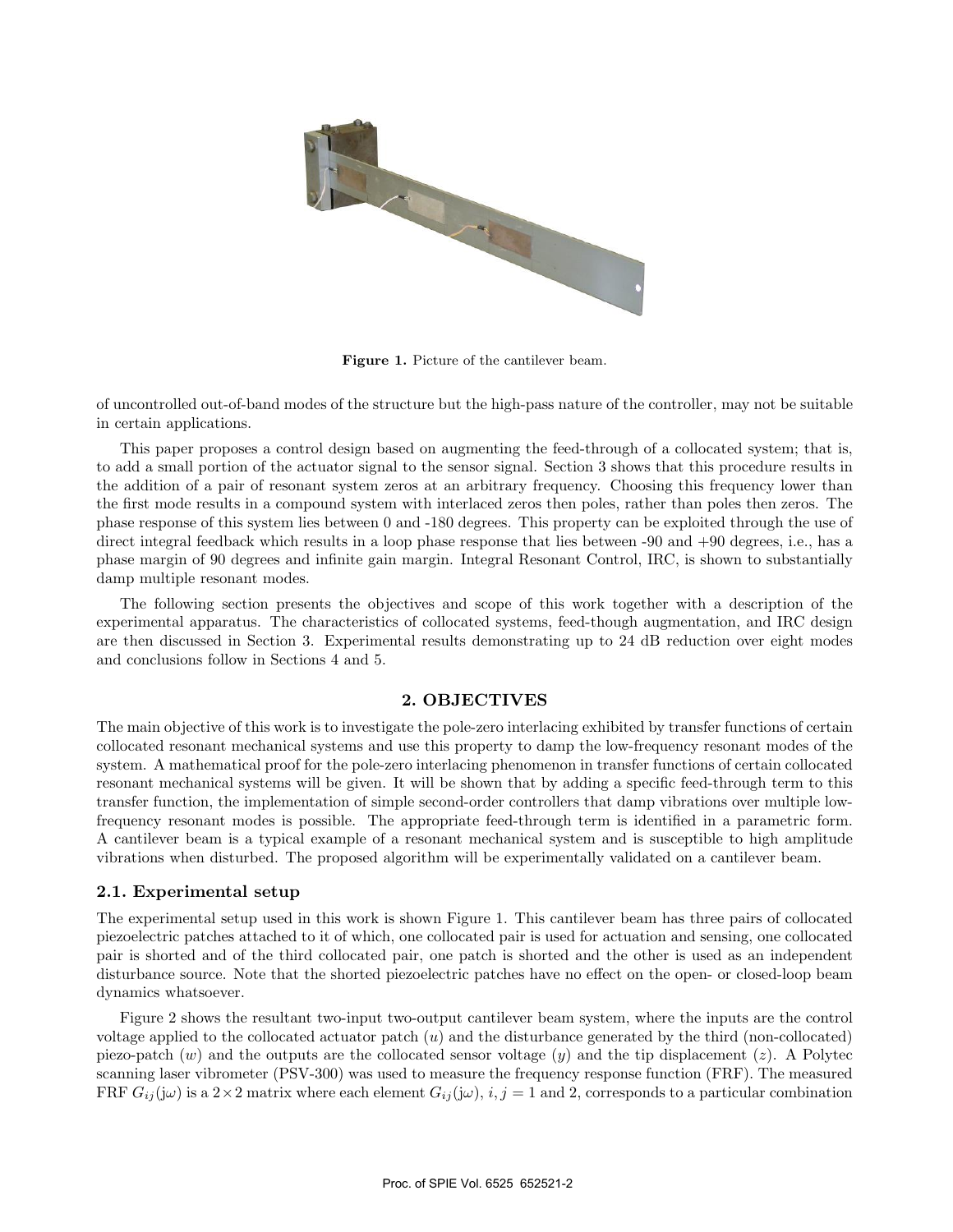Figure 1. Picture of the cantilever beam.

of uncontrolled out-of-band modes of the structure but the high-pass nature of the controller, may not be suitable in certain applications.

This paper proposes a control design based on augmenting the feed-through of a collocated system; that is, to add a small portion of the actuator signal to the sensor signal. Section 3 shows that this procedure results in the addition of a pair of resonant system zeros at an arbitrary frequency. Choosing this frequency lower than the first mode results in a compound system with interlaced zeros then poles, rather than poles then zeros. The phase response of this system lies between 0 and -180 degrees. This property can be exploited through the use of direct integral feedback which results in a loop phase response that lies between -90 and +90 degrees, i.e., has a phase margin of 90 degrees and infinite gain margin. Integral Resonant Control, IRC, is shown to substantially damp multiple resonant modes.

The following section presents the objectives and scope of this work together with a description of the experimental apparatus. The characteristics of collocated systems, feed-though augmentation, and IRC design are then discussed in Section 3. Experimental results demonstrating up to 24 dB reduction over eight modes and conclusions follow in Sections 4 and 5.

## 2. OBJECTIVES

The main objective of this work is to investigate the pole-zero interlacing exhibited by transfer functions of certain collocated resonant mechanical systems and use this property to damp the low-frequency resonant modes of the system. A mathematical proof for the pole-zero interlacing phenomenon in transfer functions of certain collocated resonant mechanical systems will be given. It will be shown that by adding a specific feed-through term to this transfer function, the implementation of simple second-order controllers that damp vibrations over multiple low-frequency resonant modes is possible. The appropriate feed-through term is identified in a parametric form. A cantilever beam is a typical example of a resonant mechanical system and is susceptible to high amplitude vibrations when disturbed. The proposed algorithm will be experimentally validated on a cantilever beam.

### 2.1. Experimental setup

The experimental setup used in this work is shown Figure 1. This cantilever beam has three pairs of collocated piezoelectric patches attached to it of which, one collocated pair is used for actuation and sensing, one collocated pair is shorted and of the third collocated pair, one patch is shorted and the other is used as an independent disturbance source. Note that the shorted piezoelectric patches have no effect on the open- or closed-loop beam dynamics whatsoever.

Figure 2 shows the resultant two-input two-output cantilever beam system, where the inputs are the control voltage applied to the collocated actuator patch ($u$) and the disturbance generated by the third (non-collocated) piezo-patch ($w$) and the outputs are the collocated sensor voltage ($y$) and the tip displacement ($z$). A Polytec scanning laser vibrometer (PSV-300) was used to measure the frequency response function (FRF). The measured FRF $G_{ij}(\mathrm{j}\omega)$ is a $2\times 2$ matrix where each element $G_{ij}(\mathrm{j}\omega)$, $i, j = 1$ and 2, corresponds to a particular combination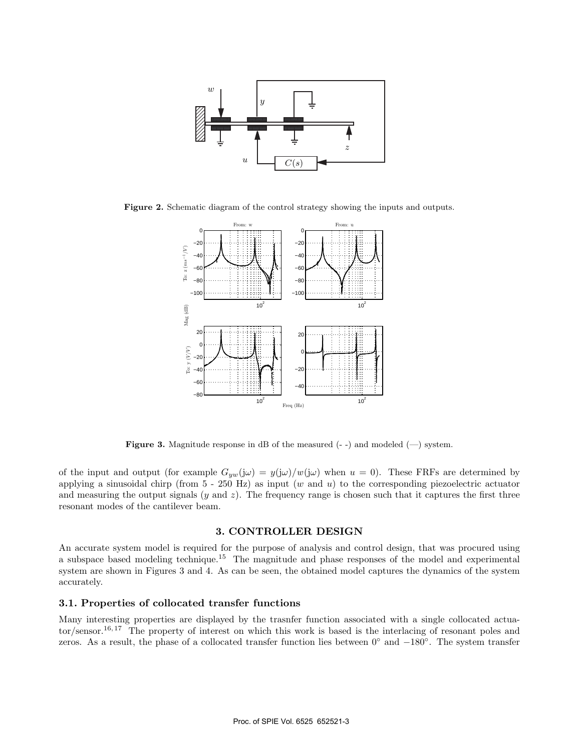Figure 2. Schematic diagram of the control strategy showing the inputs and outputs.

Figure 3. Magnitude response in dB of the measured (- -) and modeled (—) system.

of the input and output (for example $G_{yw}(j\omega) = y(j\omega)/w(j\omega)$ when $u = 0$). These FRFs are determined by applying a sinusoidal chirp (from 5 - 250 Hz) as input ($w$ and $u$) to the corresponding piezoelectric actuator and measuring the output signals ($y$ and $z$). The frequency range is chosen such that it captures the first three resonant modes of the cantilever beam.

## 3. CONTROLLER DESIGN

An accurate system model is required for the purpose of analysis and control design, that was procured using a subspace based modeling technique.[15] The magnitude and phase responses of the model and experimental system are shown in Figures 3 and 4. As can be seen, the obtained model captures the dynamics of the system accurately.

### 3.1. Properties of collocated transfer functions

Many interesting properties are displayed by the trasnfer function associated with a single collocated actuator/sensor.[16,17] The property of interest on which this work is based is the interlacing of resonant poles and zeros. As a result, the phase of a collocated transfer function lies between $0^\circ$ and $-180^\circ$. The system transfer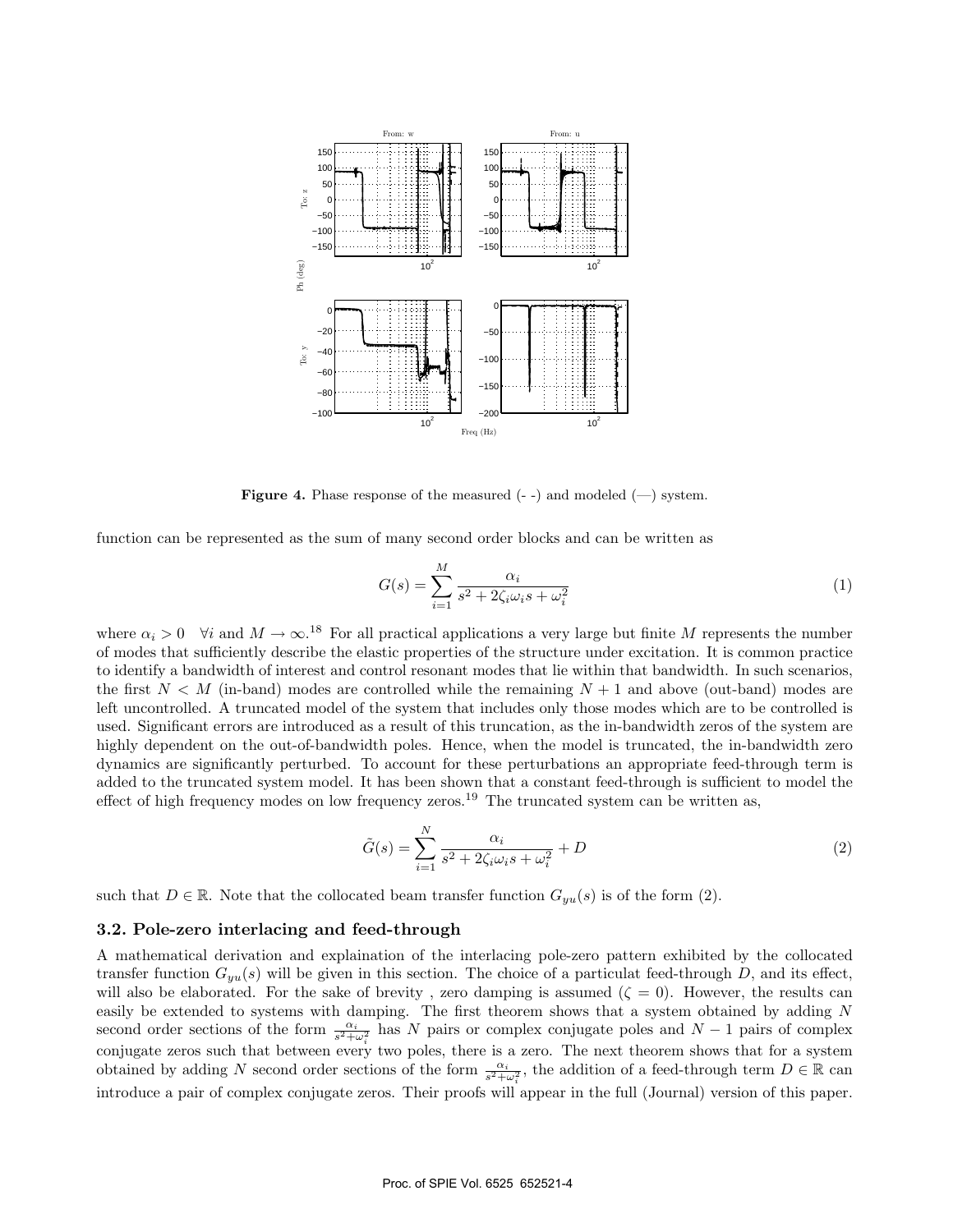**Figure 4.** Phase response of the measured (- -) and modeled (—) system.

function can be represented as the sum of many second order blocks and can be written as

$$G(s) = \sum_{i=1}^{M} \frac{\alpha_i}{s^2 + 2\zeta_i \omega_i s + \omega_i^2} \tag{1}$$

where $\alpha_i > 0 \quad \forall i$ and $M \to \infty$.[18] For all practical applications a very large but finite $M$ represents the number of modes that sufficiently describe the elastic properties of the structure under excitation. It is common practice to identify a bandwidth of interest and control resonant modes that lie within that bandwidth. In such scenarios, the first $N < M$ (in-band) modes are controlled while the remaining $N + 1$ and above (out-band) modes are left uncontrolled. A truncated model of the system that includes only those modes which are to be controlled is used. Significant errors are introduced as a result of this truncation, as the in-bandwidth zeros of the system are highly dependent on the out-of-bandwidth poles. Hence, when the model is truncated, the in-bandwidth zero dynamics are significantly perturbed. To account for these perturbations an appropriate feed-through term is added to the truncated system model. It has been shown that a constant feed-through is sufficient to model the effect of high frequency modes on low frequency zeros.[19] The truncated system can be written as,

$$\tilde{G}(s) = \sum_{i=1}^{N} \frac{\alpha_i}{s^2 + 2\zeta_i \omega_i s + \omega_i^2} + D \tag{2}$$

such that $D \in \mathbb{R}$. Note that the collocated beam transfer function $G_{yu}(s)$ is of the form (2).

### 3.2. Pole-zero interlacing and feed-through

A mathematical derivation and explaination of the interlacing pole-zero pattern exhibited by the collocated transfer function $G_{yu}(s)$ will be given in this section. The choice of a particulat feed-through $D$, and its effect, will also be elaborated. For the sake of brevity , zero damping is assumed ($\zeta = 0$). However, the results can easily be extended to systems with damping. The first theorem shows that a system obtained by adding $N$ second order sections of the form $\frac{\alpha_i}{s^2+\omega_i^2}$ has $N$ pairs or complex conjugate poles and $N - 1$ pairs of complex conjugate zeros such that between every two poles, there is a zero. The next theorem shows that for a system obtained by adding $N$ second order sections of the form $\frac{\alpha_i}{s^2+\omega_i^2}$, the addition of a feed-through term $D \in \mathbb{R}$ can introduce a pair of complex conjugate zeros. Their proofs will appear in the full (Journal) version of this paper.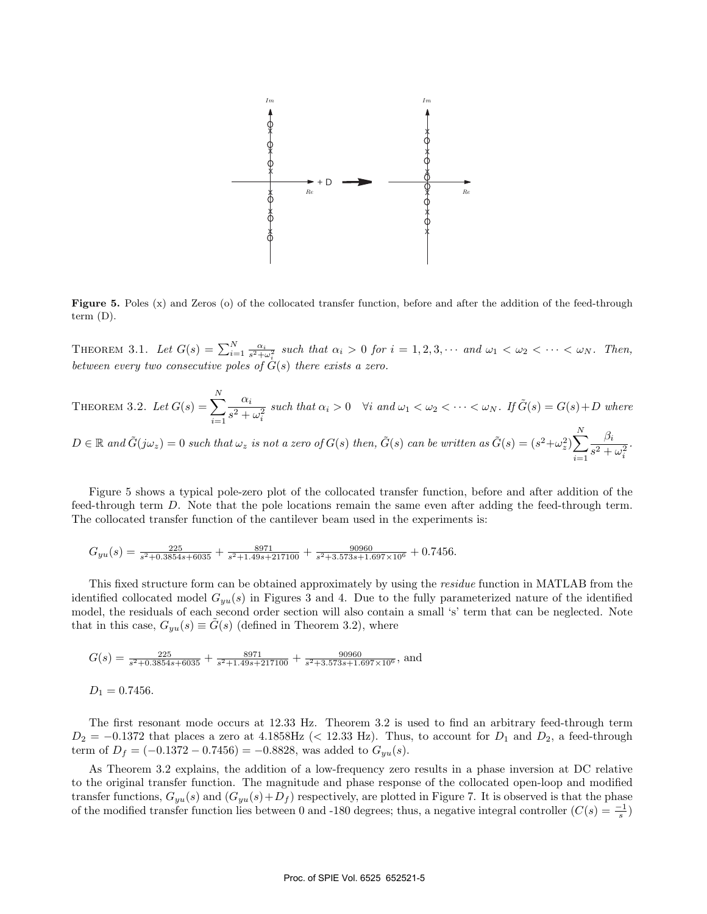**Figure 5.** Poles (x) and Zeros (o) of the collocated transfer function, before and after the addition of the feed-through term (D).

THEOREM 3.1. *Let* $G(s) = \sum_{i=1}^{N} \frac{\alpha_i}{s^2+\omega_i^2}$ *such that* $\alpha_i > 0$ *for* $i = 1, 2, 3, \cdots$ *and* $\omega_1 < \omega_2 < \cdots < \omega_N$*. Then, between every two consecutive poles of* $G(s)$ *there exists a zero.*

THEOREM 3.2. *Let* $G(s) = \displaystyle\sum_{i=1}^{N} \frac{\alpha_i}{s^2+\omega_i^2}$ *such that* $\alpha_i > 0 \quad \forall i$ *and* $\omega_1 < \omega_2 < \cdots < \omega_N$*. If* $\tilde{G}(s) = G(s) + D$ *where* $D \in \mathbb{R}$ *and* $\tilde{G}(j\omega_z) = 0$ *such that* $\omega_z$ *is not a zero of* $G(s)$ *then,* $\tilde{G}(s)$ *can be written as* $\tilde{G}(s) = (s^2+\omega_z^2)\displaystyle\sum_{i=1}^{N} \frac{\beta_i}{s^2+\omega_i^2}$*.*

Figure 5 shows a typical pole-zero plot of the collocated transfer function, before and after addition of the feed-through term $D$. Note that the pole locations remain the same even after adding the feed-through term. The collocated transfer function of the cantilever beam used in the experiments is:

$$G_{yu}(s) = \frac{225}{s^2+0.3854s+6035} + \frac{8971}{s^2+1.49s+217100} + \frac{90960}{s^2+3.573s+1.697\times10^6} + 0.7456.$$

This fixed structure form can be obtained approximately by using the *residue* function in MATLAB from the identified collocated model $G_{yu}(s)$ in Figures 3 and 4. Due to the fully parameterized nature of the identified model, the residuals of each second order section will also contain a small 's' term that can be neglected. Note that in this case, $G_{yu}(s) \equiv \tilde{G}(s)$ (defined in Theorem 3.2), where

$$G(s) = \frac{225}{s^2+0.3854s+6035} + \frac{8971}{s^2+1.49s+217100} + \frac{90960}{s^2+3.573s+1.697\times10^6}, \text{ and}$$

$$D_1 = 0.7456.$$

The first resonant mode occurs at 12.33 Hz. Theorem 3.2 is used to find an arbitrary feed-through term $D_2 = -0.1372$ that places a zero at 4.1858Hz (< 12.33 Hz). Thus, to account for $D_1$ and $D_2$, a feed-through term of $D_f = (-0.1372 - 0.7456) = -0.8828$, was added to $G_{yu}(s)$.

As Theorem 3.2 explains, the addition of a low-frequency zero results in a phase inversion at DC relative to the original transfer function. The magnitude and phase response of the collocated open-loop and modified transfer functions, $G_{yu}(s)$ and $(G_{yu}(s)+D_f)$ respectively, are plotted in Figure 7. It is observed is that the phase of the modified transfer function lies between 0 and -180 degrees; thus, a negative integral controller ($C(s) = \frac{-1}{s}$)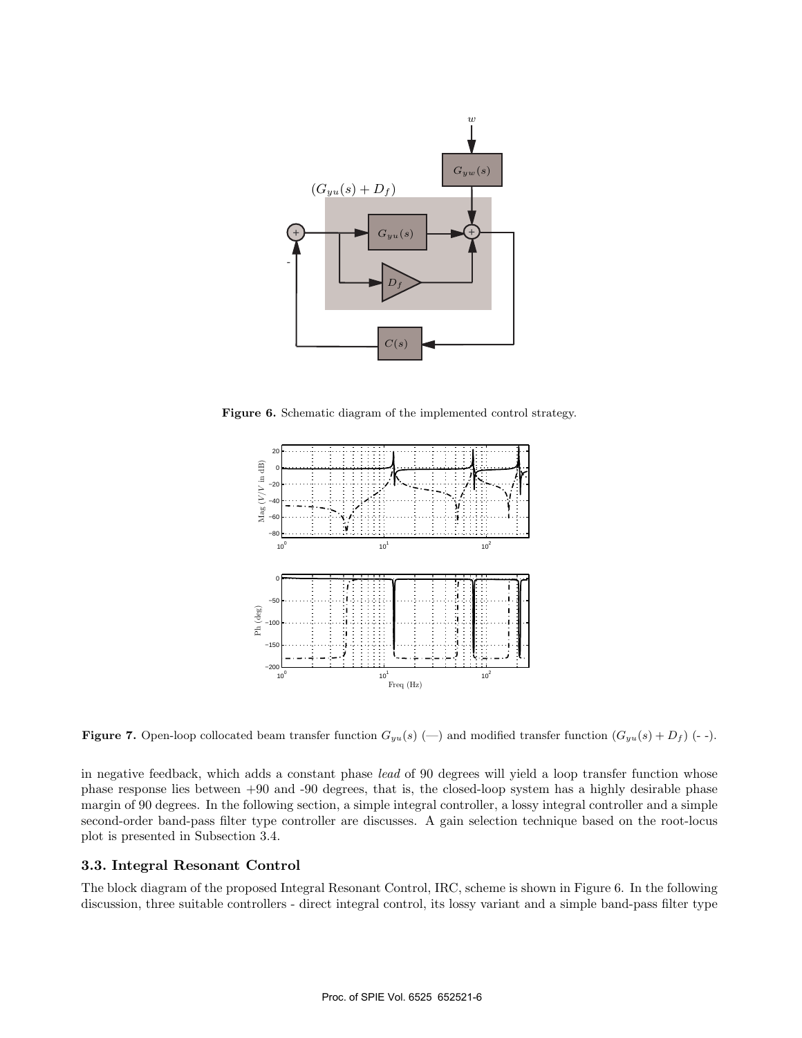**Figure 6.** Schematic diagram of the implemented control strategy.

**Figure 7.** Open-loop collocated beam transfer function $G_{yu}(s)$ (—) and modified transfer function $(G_{yu}(s) + D_f)$ (- -).

in negative feedback, which adds a constant phase *lead* of 90 degrees will yield a loop transfer function whose phase response lies between +90 and -90 degrees, that is, the closed-loop system has a highly desirable phase margin of 90 degrees. In the following section, a simple integral controller, a lossy integral controller and a simple second-order band-pass filter type controller are discusses. A gain selection technique based on the root-locus plot is presented in Subsection 3.4.

### 3.3. Integral Resonant Control

The block diagram of the proposed Integral Resonant Control, IRC, scheme is shown in Figure 6. In the following discussion, three suitable controllers - direct integral control, its lossy variant and a simple band-pass filter type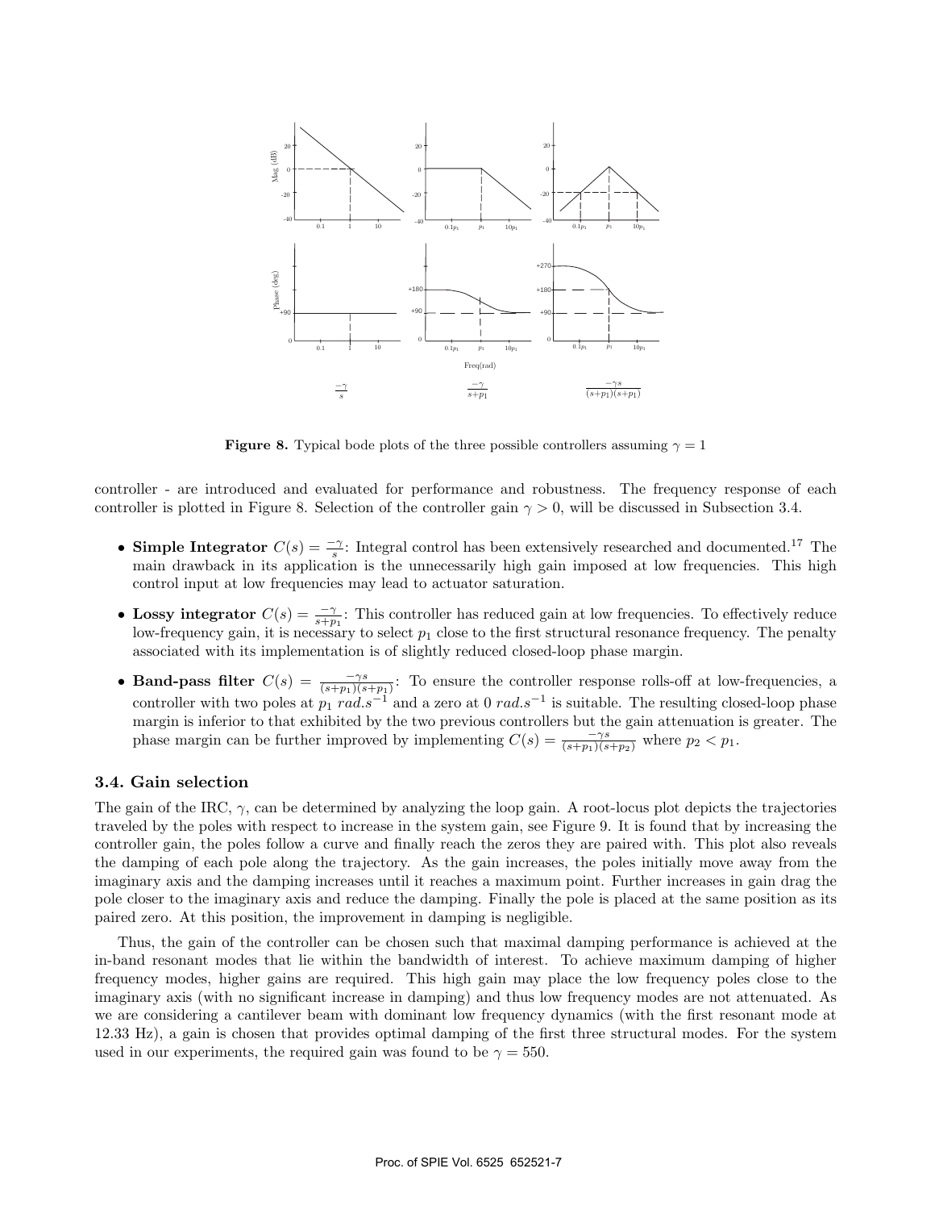Figure 8. Typical bode plots of the three possible controllers assuming $\gamma = 1$

controller - are introduced and evaluated for performance and robustness. The frequency response of each controller is plotted in Figure 8. Selection of the controller gain $\gamma > 0$, will be discussed in Subsection 3.4.

- **Simple Integrator** $C(s) = \frac{-\gamma}{s}$: Integral control has been extensively researched and documented.[17] The main drawback in its application is the unnecessarily high gain imposed at low frequencies. This high control input at low frequencies may lead to actuator saturation.
- **Lossy integrator** $C(s) = \frac{-\gamma}{s+p_1}$: This controller has reduced gain at low frequencies. To effectively reduce low-frequency gain, it is necessary to select $p_1$ close to the first structural resonance frequency. The penalty associated with its implementation is of slightly reduced closed-loop phase margin.
- **Band-pass filter** $C(s) = \frac{-\gamma s}{(s+p_1)(s+p_1)}$: To ensure the controller response rolls-off at low-frequencies, a controller with two poles at $p_1$ $rad.s^{-1}$ and a zero at 0 $rad.s^{-1}$ is suitable. The resulting closed-loop phase margin is inferior to that exhibited by the two previous controllers but the gain attenuation is greater. The phase margin can be further improved by implementing $C(s) = \frac{-\gamma s}{(s+p_1)(s+p_2)}$ where $p_2 < p_1$.

### 3.4. Gain selection

The gain of the IRC, $\gamma$, can be determined by analyzing the loop gain. A root-locus plot depicts the trajectories traveled by the poles with respect to increase in the system gain, see Figure 9. It is found that by increasing the controller gain, the poles follow a curve and finally reach the zeros they are paired with. This plot also reveals the damping of each pole along the trajectory. As the gain increases, the poles initially move away from the imaginary axis and the damping increases until it reaches a maximum point. Further increases in gain drag the pole closer to the imaginary axis and reduce the damping. Finally the pole is placed at the same position as its paired zero. At this position, the improvement in damping is negligible.

Thus, the gain of the controller can be chosen such that maximal damping performance is achieved at the in-band resonant modes that lie within the bandwidth of interest. To achieve maximum damping of higher frequency modes, higher gains are required. This high gain may place the low frequency poles close to the imaginary axis (with no significant increase in damping) and thus low frequency modes are not attenuated. As we are considering a cantilever beam with dominant low frequency dynamics (with the first resonant mode at 12.33 Hz), a gain is chosen that provides optimal damping of the first three structural modes. For the system used in our experiments, the required gain was found to be $\gamma = 550$.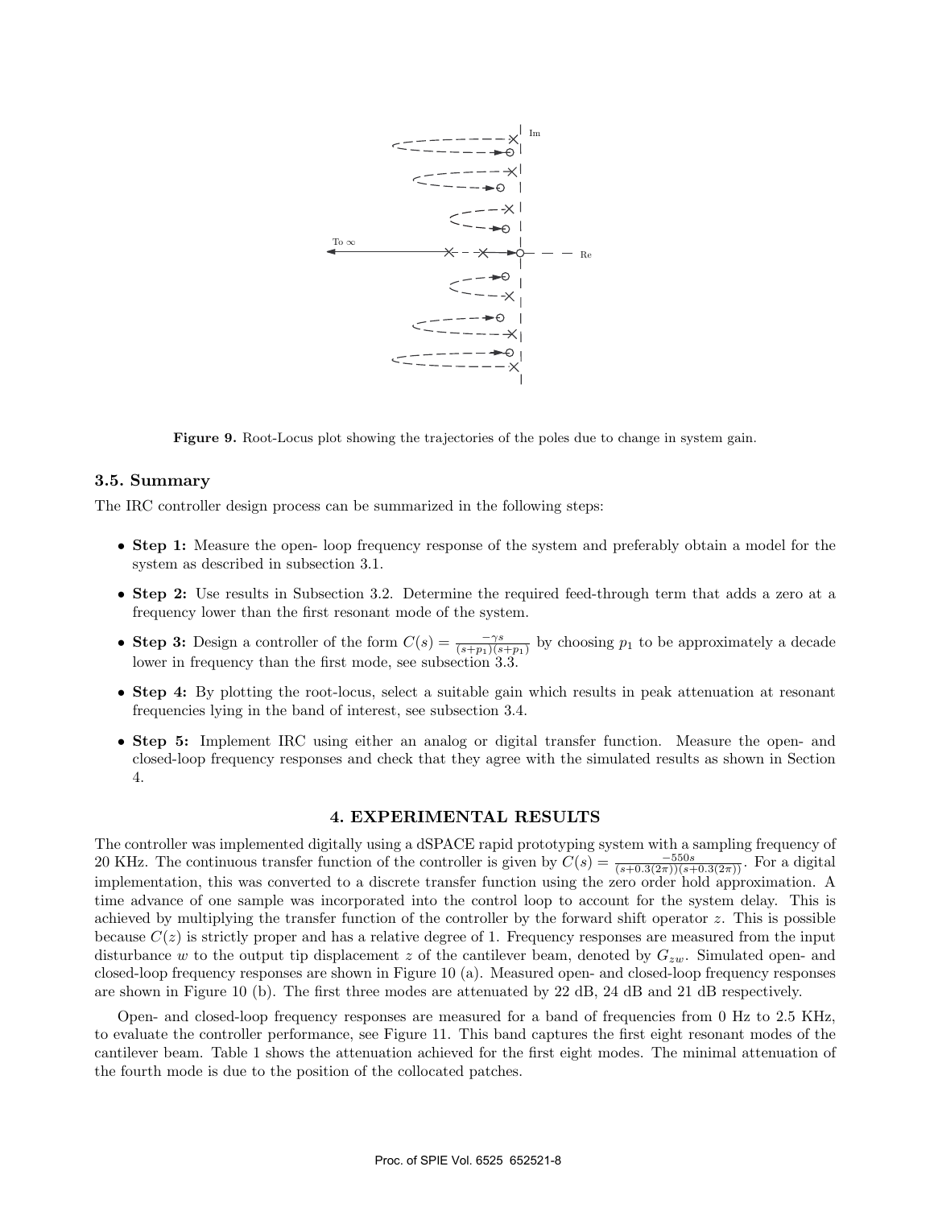Figure 9. Root-Locus plot showing the trajectories of the poles due to change in system gain.

### 3.5. Summary

The IRC controller design process can be summarized in the following steps:

- **Step 1:** Measure the open- loop frequency response of the system and preferably obtain a model for the system as described in subsection 3.1.
- **Step 2:** Use results in Subsection 3.2. Determine the required feed-through term that adds a zero at a frequency lower than the first resonant mode of the system.
- **Step 3:** Design a controller of the form $C(s) = \frac{-\gamma s}{(s+p_1)(s+p_1)}$ by choosing $p_1$ to be approximately a decade lower in frequency than the first mode, see subsection 3.3.
- **Step 4:** By plotting the root-locus, select a suitable gain which results in peak attenuation at resonant frequencies lying in the band of interest, see subsection 3.4.
- **Step 5:** Implement IRC using either an analog or digital transfer function. Measure the open- and closed-loop frequency responses and check that they agree with the simulated results as shown in Section 4.

## 4. EXPERIMENTAL RESULTS

The controller was implemented digitally using a dSPACE rapid prototyping system with a sampling frequency of 20 KHz. The continuous transfer function of the controller is given by $C(s) = \frac{-550s}{(s+0.3(2\pi))(s+0.3(2\pi))}$. For a digital implementation, this was converted to a discrete transfer function using the zero order hold approximation. A time advance of one sample was incorporated into the control loop to account for the system delay. This is achieved by multiplying the transfer function of the controller by the forward shift operator $z$. This is possible because $C(z)$ is strictly proper and has a relative degree of 1. Frequency responses are measured from the input disturbance $w$ to the output tip displacement $z$ of the cantilever beam, denoted by $G_{zw}$. Simulated open- and closed-loop frequency responses are shown in Figure 10 (a). Measured open- and closed-loop frequency responses are shown in Figure 10 (b). The first three modes are attenuated by 22 dB, 24 dB and 21 dB respectively.

Open- and closed-loop frequency responses are measured for a band of frequencies from 0 Hz to 2.5 KHz, to evaluate the controller performance, see Figure 11. This band captures the first eight resonant modes of the cantilever beam. Table 1 shows the attenuation achieved for the first eight modes. The minimal attenuation of the fourth mode is due to the position of the collocated patches.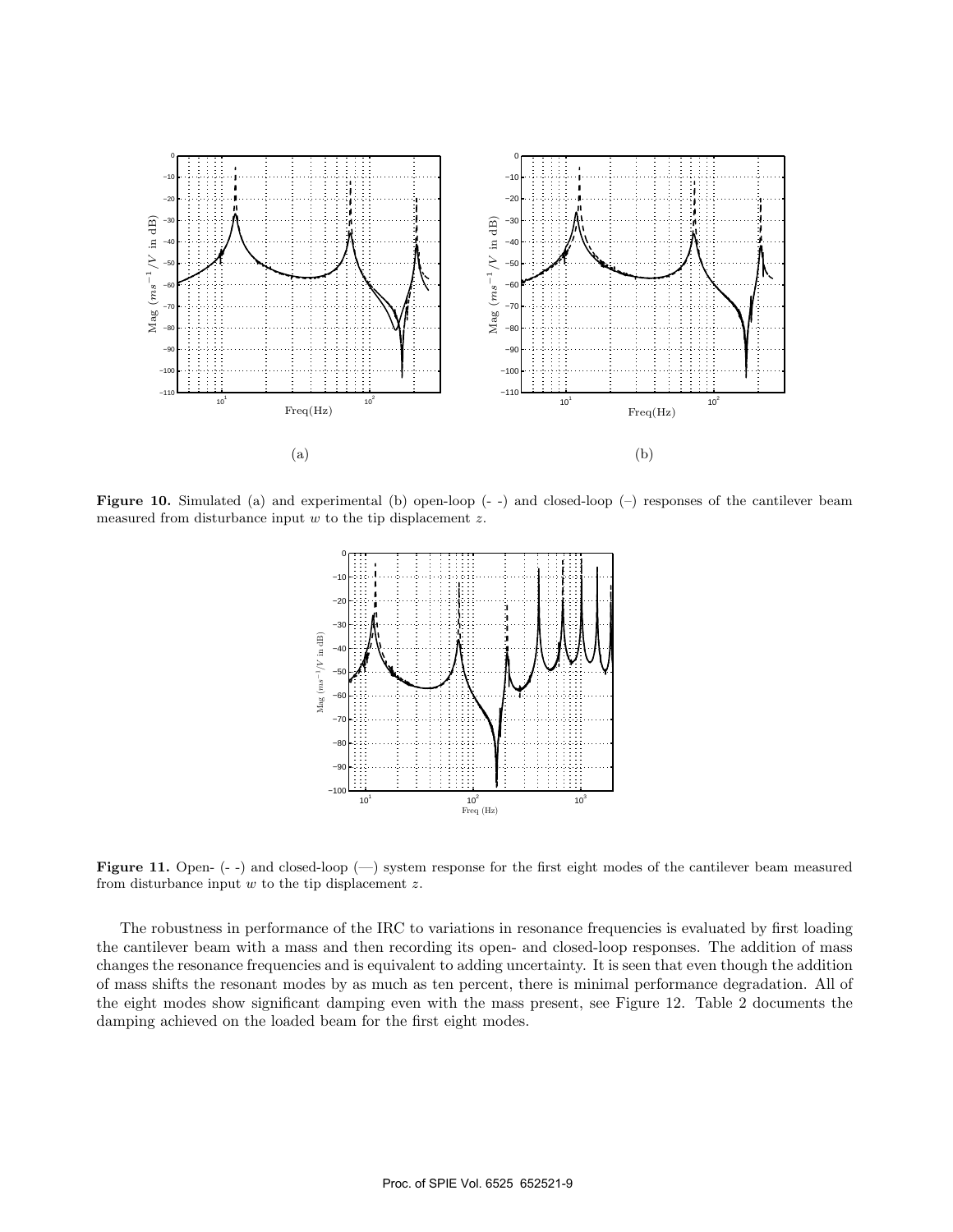**Figure 10.** Simulated (a) and experimental (b) open-loop (- -) and closed-loop (–) responses of the cantilever beam measured from disturbance input $w$ to the tip displacement $z$.

**Figure 11.** Open- (- -) and closed-loop (—) system response for the first eight modes of the cantilever beam measured from disturbance input $w$ to the tip displacement $z$.

The robustness in performance of the IRC to variations in resonance frequencies is evaluated by first loading the cantilever beam with a mass and then recording its open- and closed-loop responses. The addition of mass changes the resonance frequencies and is equivalent to adding uncertainty. It is seen that even though the addition of mass shifts the resonant modes by as much as ten percent, there is minimal performance degradation. All of the eight modes show significant damping even with the mass present, see Figure 12. Table 2 documents the damping achieved on the loaded beam for the first eight modes.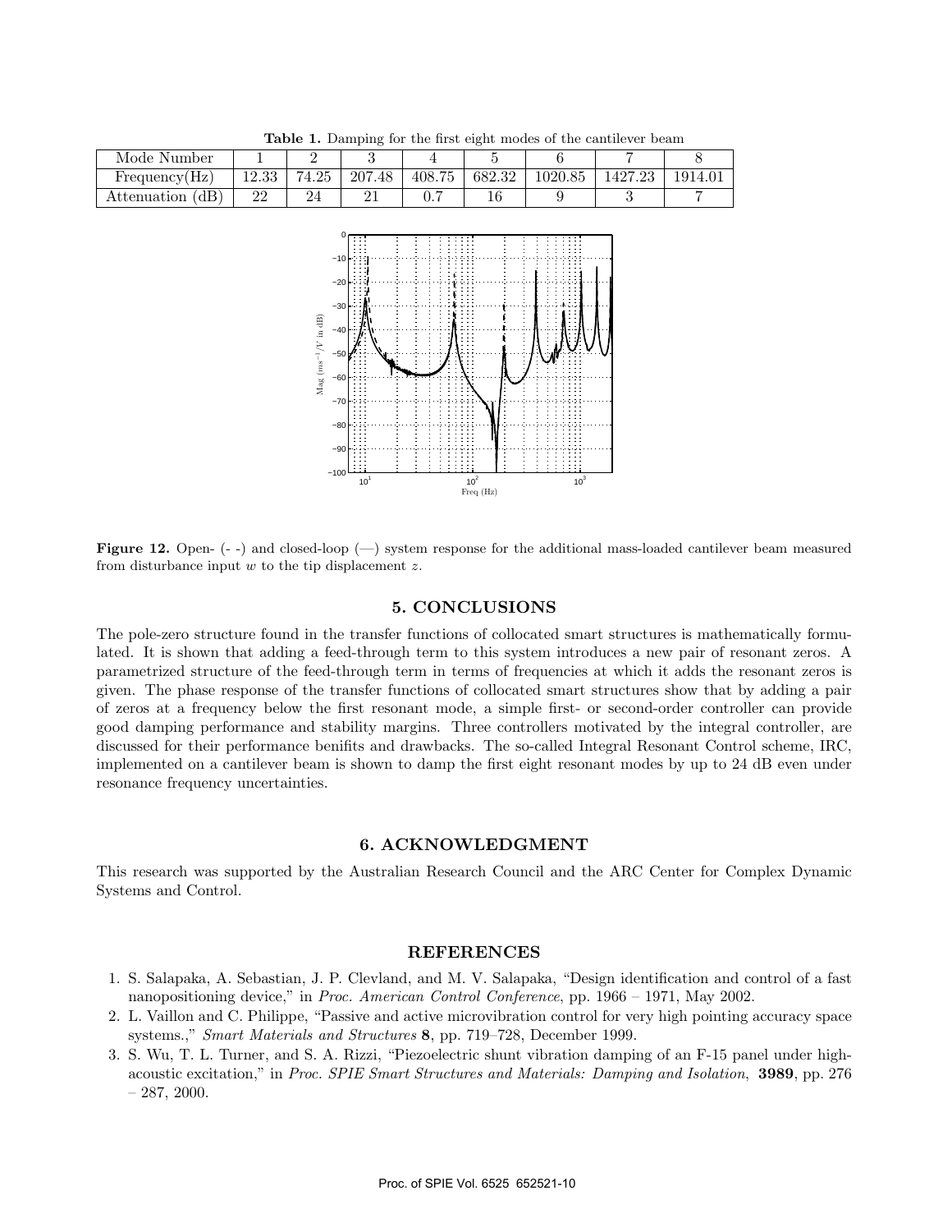**Table 1.** Damping for the first eight modes of the cantilever beam

| Mode Number | 1 | 2 | 3 | 4 | 5 | 6 | 7 | 8 |
|---|---|---|---|---|---|---|---|---|
| Frequency(Hz) | 12.33 | 74.25 | 207.48 | 408.75 | 682.32 | 1020.85 | 1427.23 | 1914.01 |
| Attenuation (dB) | 22 | 24 | 21 | 0.7 | 16 | 9 | 3 | 7 |

**Figure 12.** Open- (- -) and closed-loop (—) system response for the additional mass-loaded cantilever beam measured from disturbance input $w$ to the tip displacement $z$.

## 5. CONCLUSIONS

The pole-zero structure found in the transfer functions of collocated smart structures is mathematically formulated. It is shown that adding a feed-through term to this system introduces a new pair of resonant zeros. A parametrized structure of the feed-through term in terms of frequencies at which it adds the resonant zeros is given. The phase response of the transfer functions of collocated smart structures show that by adding a pair of zeros at a frequency below the first resonant mode, a simple first- or second-order controller can provide good damping performance and stability margins. Three controllers motivated by the integral controller, are discussed for their performance benifits and drawbacks. The so-called Integral Resonant Control scheme, IRC, implemented on a cantilever beam is shown to damp the first eight resonant modes by up to 24 dB even under resonance frequency uncertainties.

## 6. ACKNOWLEDGMENT

This research was supported by the Australian Research Council and the ARC Center for Complex Dynamic Systems and Control.

## REFERENCES

1. S. Salapaka, A. Sebastian, J. P. Clevland, and M. V. Salapaka, "Design identification and control of a fast nanopositioning device," in *Proc. American Control Conference*, pp. 1966 – 1971, May 2002.
2. L. Vaillon and C. Philippe, "Passive and active microvibration control for very high pointing accuracy space systems.," *Smart Materials and Structures* **8**, pp. 719–728, December 1999.
3. S. Wu, T. L. Turner, and S. A. Rizzi, "Piezoelectric shunt vibration damping of an F-15 panel under high-acoustic excitation," in *Proc. SPIE Smart Structures and Materials: Damping and Isolation*, **3989**, pp. 276 – 287, 2000.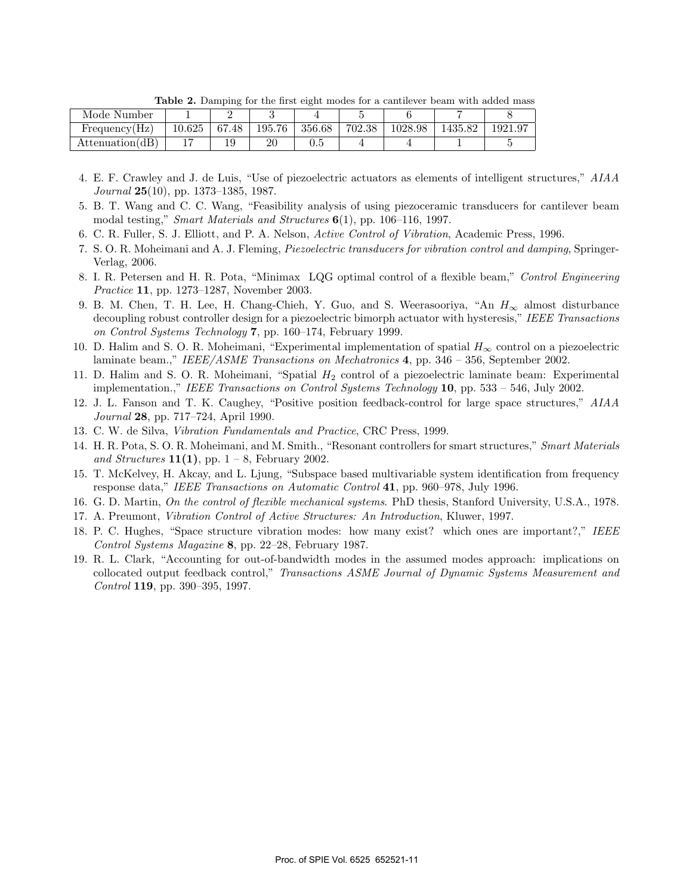**Table 2.** Damping for the first eight modes for a cantilever beam with added mass

| Mode Number | 1 | 2 | 3 | 4 | 5 | 6 | 7 | 8 |
|---|---|---|---|---|---|---|---|---|
| Frequency(Hz) | 10.625 | 67.48 | 195.76 | 356.68 | 702.38 | 1028.98 | 1435.82 | 1921.97 |
| Attenuation(dB) | 17 | 19 | 20 | 0.5 | 4 | 4 | 1 | 5 |

4. E. F. Crawley and J. de Luis, "Use of piezoelectric actuators as elements of intelligent structures," *AIAA Journal* **25**(10), pp. 1373–1385, 1987.
5. B. T. Wang and C. C. Wang, "Feasibility analysis of using piezoceramic transducers for cantilever beam modal testing," *Smart Materials and Structures* **6**(1), pp. 106–116, 1997.
6. C. R. Fuller, S. J. Elliott, and P. A. Nelson, *Active Control of Vibration*, Academic Press, 1996.
7. S. O. R. Moheimani and A. J. Fleming, *Piezoelectric transducers for vibration control and damping*, Springer-Verlag, 2006.
8. I. R. Petersen and H. R. Pota, "Minimax LQG optimal control of a flexible beam," *Control Engineering Practice* **11**, pp. 1273–1287, November 2003.
9. B. M. Chen, T. H. Lee, H. Chang-Chieh, Y. Guo, and S. Weerasooriya, "An $H_\infty$ almost disturbance decoupling robust controller design for a piezoelectric bimorph actuator with hysteresis," *IEEE Transactions on Control Systems Technology* **7**, pp. 160–174, February 1999.
10. D. Halim and S. O. R. Moheimani, "Experimental implementation of spatial $H_\infty$ control on a piezoelectric laminate beam.," *IEEE/ASME Transactions on Mechatronics* **4**, pp. 346 – 356, September 2002.
11. D. Halim and S. O. R. Moheimani, "Spatial $H_2$ control of a piezoelectric laminate beam: Experimental implementation.," *IEEE Transactions on Control Systems Technology* **10**, pp. 533 – 546, July 2002.
12. J. L. Fanson and T. K. Caughey, "Positive position feedback-control for large space structures," *AIAA Journal* **28**, pp. 717–724, April 1990.
13. C. W. de Silva, *Vibration Fundamentals and Practice*, CRC Press, 1999.
14. H. R. Pota, S. O. R. Moheimani, and M. Smith., "Resonant controllers for smart structures," *Smart Materials and Structures* **11(1)**, pp. 1 – 8, February 2002.
15. T. McKelvey, H. Akcay, and L. Ljung, "Subspace based multivariable system identification from frequency response data," *IEEE Transactions on Automatic Control* **41**, pp. 960–978, July 1996.
16. G. D. Martin, *On the control of flexible mechanical systems*. PhD thesis, Stanford University, U.S.A., 1978.
17. A. Preumont, *Vibration Control of Active Structures: An Introduction*, Kluwer, 1997.
18. P. C. Hughes, "Space structure vibration modes: how many exist? which ones are important?," *IEEE Control Systems Magazine* **8**, pp. 22–28, February 1987.
19. R. L. Clark, "Accounting for out-of-bandwidth modes in the assumed modes approach: implications on collocated output feedback control," *Transactions ASME Journal of Dynamic Systems Measurement and Control* **119**, pp. 390–395, 1997.